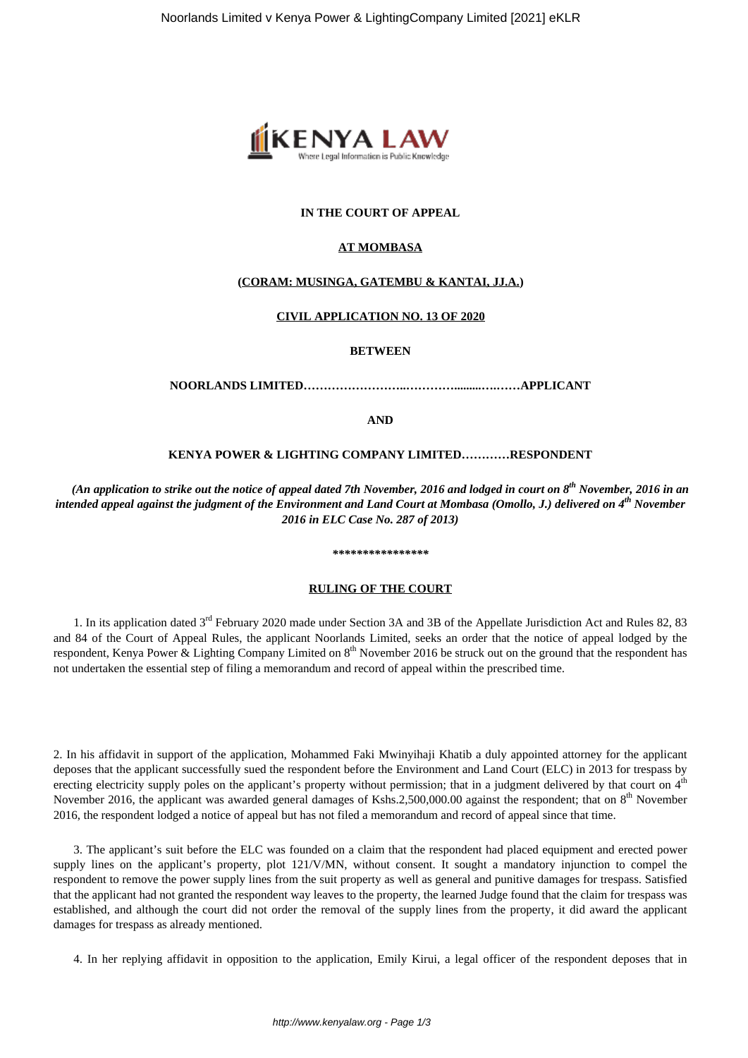**IN THE COURT OF APPEAL**

**AT MOMBASA**

**(CORAM: MUSINGA, GATEMBU & KANTAI, JJ.A.)**

**CIVIL APPLICATION NO. 13 OF 2020**

**BETWEEN**

**NOORLANDS LIMITED……………………..…………........….……APPLICANT**

**AND**

**KENYA POWER & LIGHTING COMPANY LIMITED…………RESPONDENT**

***(An application to strike out the notice of appeal dated 7th November, 2016 and lodged in court on 8th November, 2016 in an intended appeal against the judgment of the Environment and Land Court at Mombasa (Omollo, J.) delivered on 4th November 2016 in ELC Case No. 287 of 2013)***

**\*\*\*\*\*\*\*\*\*\*\*\*\*\*\*\***

**RULING OF THE COURT**

1. In its application dated 3rd February 2020 made under Section 3A and 3B of the Appellate Jurisdiction Act and Rules 82, 83 and 84 of the Court of Appeal Rules, the applicant Noorlands Limited, seeks an order that the notice of appeal lodged by the respondent, Kenya Power & Lighting Company Limited on 8th November 2016 be struck out on the ground that the respondent has not undertaken the essential step of filing a memorandum and record of appeal within the prescribed time.

2. In his affidavit in support of the application, Mohammed Faki Mwinyihaji Khatib a duly appointed attorney for the applicant deposes that the applicant successfully sued the respondent before the Environment and Land Court (ELC) in 2013 for trespass by erecting electricity supply poles on the applicant's property without permission; that in a judgment delivered by that court on 4th November 2016, the applicant was awarded general damages of Kshs.2,500,000.00 against the respondent; that on 8th November 2016, the respondent lodged a notice of appeal but has not filed a memorandum and record of appeal since that time.

3. The applicant's suit before the ELC was founded on a claim that the respondent had placed equipment and erected power supply lines on the applicant's property, plot 121/V/MN, without consent. It sought a mandatory injunction to compel the respondent to remove the power supply lines from the suit property as well as general and punitive damages for trespass. Satisfied that the applicant had not granted the respondent way leaves to the property, the learned Judge found that the claim for trespass was established, and although the court did not order the removal of the supply lines from the property, it did award the applicant damages for trespass as already mentioned.

4. In her replying affidavit in opposition to the application, Emily Kirui, a legal officer of the respondent deposes that in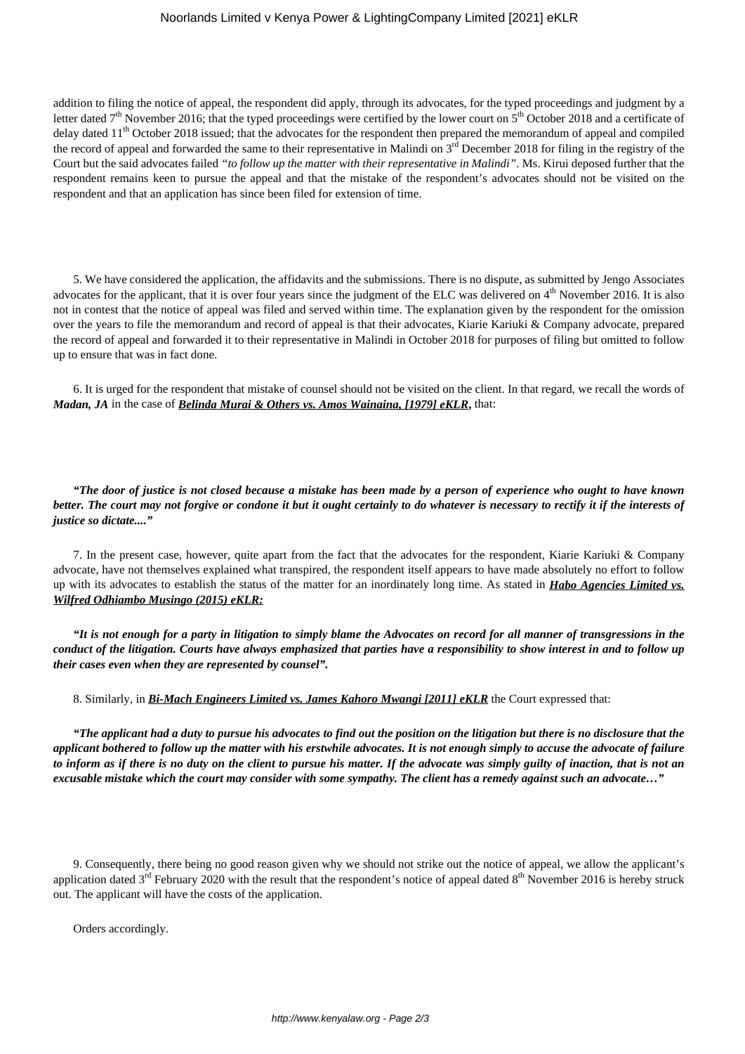addition to filing the notice of appeal, the respondent did apply, through its advocates, for the typed proceedings and judgment by a letter dated 7th November 2016; that the typed proceedings were certified by the lower court on 5th October 2018 and a certificate of delay dated 11th October 2018 issued; that the advocates for the respondent then prepared the memorandum of appeal and compiled the record of appeal and forwarded the same to their representative in Malindi on 3rd December 2018 for filing in the registry of the Court but the said advocates failed *"to follow up the matter with their representative in Malindi"*. Ms. Kirui deposed further that the respondent remains keen to pursue the appeal and that the mistake of the respondent's advocates should not be visited on the respondent and that an application has since been filed for extension of time.

5. We have considered the application, the affidavits and the submissions. There is no dispute, as submitted by Jengo Associates advocates for the applicant, that it is over four years since the judgment of the ELC was delivered on 4th November 2016. It is also not in contest that the notice of appeal was filed and served within time. The explanation given by the respondent for the omission over the years to file the memorandum and record of appeal is that their advocates, Kiarie Kariuki & Company advocate, prepared the record of appeal and forwarded it to their representative in Malindi in October 2018 for purposes of filing but omitted to follow up to ensure that was in fact done.

6. It is urged for the respondent that mistake of counsel should not be visited on the client. In that regard, we recall the words of ***Madan, JA*** in the case of ***Belinda Murai & Others vs. Amos Wainaina, [1979] eKLR***, that:

***"The door of justice is not closed because a mistake has been made by a person of experience who ought to have known better. The court may not forgive or condone it but it ought certainly to do whatever is necessary to rectify it if the interests of justice so dictate...."***

7. In the present case, however, quite apart from the fact that the advocates for the respondent, Kiarie Kariuki & Company advocate, have not themselves explained what transpired, the respondent itself appears to have made absolutely no effort to follow up with its advocates to establish the status of the matter for an inordinately long time. As stated in ***Habo Agencies Limited vs. Wilfred Odhiambo Musingo (2015) eKLR:***

***"It is not enough for a party in litigation to simply blame the Advocates on record for all manner of transgressions in the conduct of the litigation. Courts have always emphasized that parties have a responsibility to show interest in and to follow up their cases even when they are represented by counsel".***

8. Similarly, in ***Bi-Mach Engineers Limited vs. James Kahoro Mwangi [2011] eKLR*** the Court expressed that:

***"The applicant had a duty to pursue his advocates to find out the position on the litigation but there is no disclosure that the applicant bothered to follow up the matter with his erstwhile advocates. It is not enough simply to accuse the advocate of failure to inform as if there is no duty on the client to pursue his matter. If the advocate was simply guilty of inaction, that is not an excusable mistake which the court may consider with some sympathy. The client has a remedy against such an advocate…"***

9. Consequently, there being no good reason given why we should not strike out the notice of appeal, we allow the applicant's application dated 3rd February 2020 with the result that the respondent's notice of appeal dated 8th November 2016 is hereby struck out. The applicant will have the costs of the application.

Orders accordingly.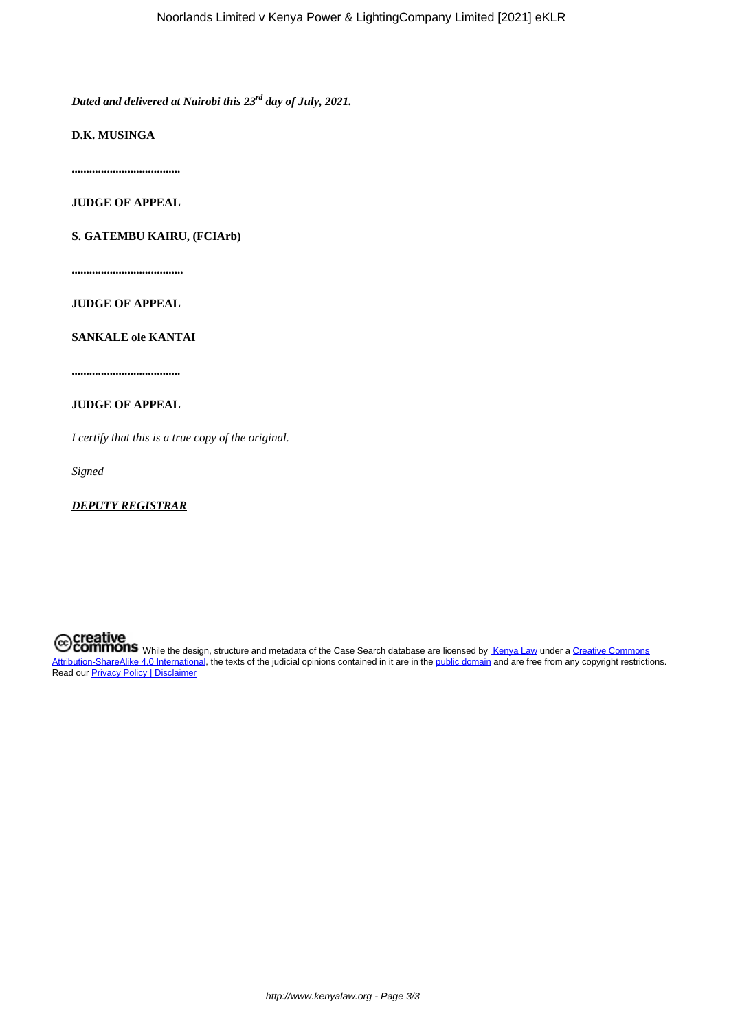***Dated and delivered at Nairobi this 23rd day of July, 2021.***

**D.K. MUSINGA**

**....................................**

**JUDGE OF APPEAL**

**S. GATEMBU KAIRU, (FCIArb)**

**.....................................**

**JUDGE OF APPEAL**

**SANKALE ole KANTAI**

**....................................**

**JUDGE OF APPEAL**

*I certify that this is a true copy of the original.*

*Signed*

***DEPUTY REGISTRAR***

While the design, structure and metadata of the Case Search database are licensed by Kenya Law under a Creative Commons Attribution-ShareAlike 4.0 International, the texts of the judicial opinions contained in it are in the public domain and are free from any copyright restrictions. Read our Privacy Policy | Disclaimer